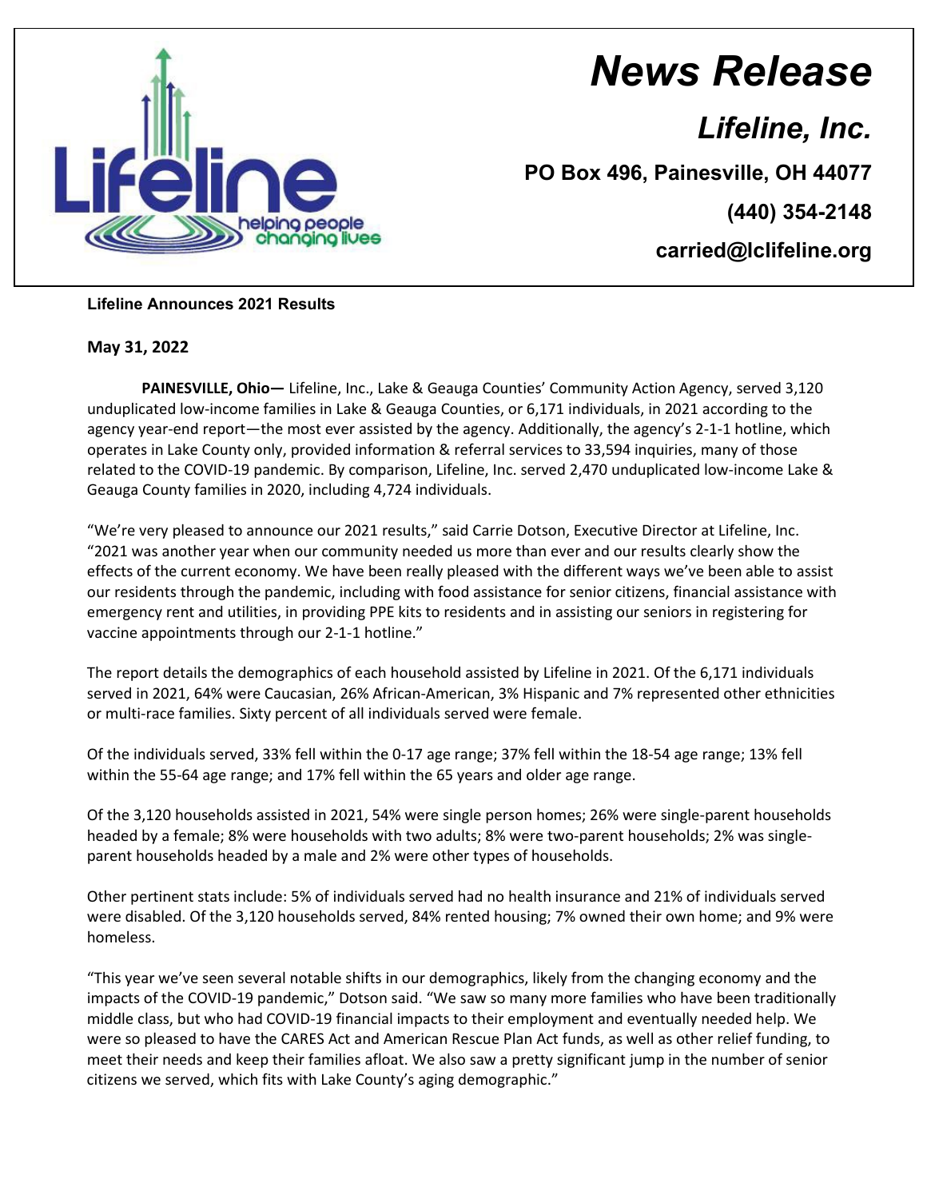# News Release

## Lifeline, Inc.

**PO Box 496, Painesville, OH 44077**

**(440) 354-2148**

**carried@lclifeline.org**

**Lifeline Announces 2021 Results**

**May 31, 2022**

**PAINESVILLE, Ohio—** Lifeline, Inc., Lake & Geauga Counties' Community Action Agency, served 3,120 unduplicated low-income families in Lake & Geauga Counties, or 6,171 individuals, in 2021 according to the agency year-end report—the most ever assisted by the agency. Additionally, the agency's 2-1-1 hotline, which operates in Lake County only, provided information & referral services to 33,594 inquiries, many of those related to the COVID-19 pandemic. By comparison, Lifeline, Inc. served 2,470 unduplicated low-income Lake & Geauga County families in 2020, including 4,724 individuals.

"We're very pleased to announce our 2021 results," said Carrie Dotson, Executive Director at Lifeline, Inc. "2021 was another year when our community needed us more than ever and our results clearly show the effects of the current economy. We have been really pleased with the different ways we've been able to assist our residents through the pandemic, including with food assistance for senior citizens, financial assistance with emergency rent and utilities, in providing PPE kits to residents and in assisting our seniors in registering for vaccine appointments through our 2-1-1 hotline."

The report details the demographics of each household assisted by Lifeline in 2021. Of the 6,171 individuals served in 2021, 64% were Caucasian, 26% African-American, 3% Hispanic and 7% represented other ethnicities or multi-race families. Sixty percent of all individuals served were female.

Of the individuals served, 33% fell within the 0-17 age range; 37% fell within the 18-54 age range; 13% fell within the 55-64 age range; and 17% fell within the 65 years and older age range.

Of the 3,120 households assisted in 2021, 54% were single person homes; 26% were single-parent households headed by a female; 8% were households with two adults; 8% were two-parent households; 2% was single-parent households headed by a male and 2% were other types of households.

Other pertinent stats include: 5% of individuals served had no health insurance and 21% of individuals served were disabled. Of the 3,120 households served, 84% rented housing; 7% owned their own home; and 9% were homeless.

"This year we've seen several notable shifts in our demographics, likely from the changing economy and the impacts of the COVID-19 pandemic," Dotson said. "We saw so many more families who have been traditionally middle class, but who had COVID-19 financial impacts to their employment and eventually needed help. We were so pleased to have the CARES Act and American Rescue Plan Act funds, as well as other relief funding, to meet their needs and keep their families afloat. We also saw a pretty significant jump in the number of senior citizens we served, which fits with Lake County's aging demographic."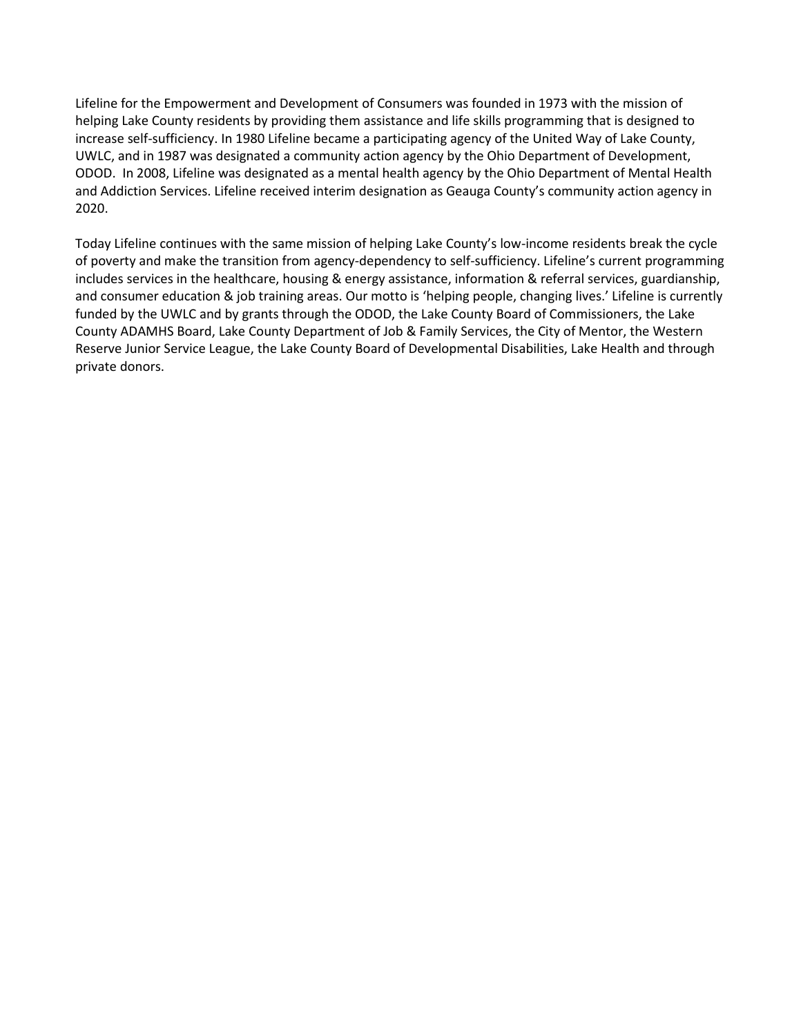Lifeline for the Empowerment and Development of Consumers was founded in 1973 with the mission of helping Lake County residents by providing them assistance and life skills programming that is designed to increase self-sufficiency. In 1980 Lifeline became a participating agency of the United Way of Lake County, UWLC, and in 1987 was designated a community action agency by the Ohio Department of Development, ODOD. In 2008, Lifeline was designated as a mental health agency by the Ohio Department of Mental Health and Addiction Services. Lifeline received interim designation as Geauga County's community action agency in 2020.

Today Lifeline continues with the same mission of helping Lake County's low-income residents break the cycle of poverty and make the transition from agency-dependency to self-sufficiency. Lifeline's current programming includes services in the healthcare, housing & energy assistance, information & referral services, guardianship, and consumer education & job training areas. Our motto is 'helping people, changing lives.' Lifeline is currently funded by the UWLC and by grants through the ODOD, the Lake County Board of Commissioners, the Lake County ADAMHS Board, Lake County Department of Job & Family Services, the City of Mentor, the Western Reserve Junior Service League, the Lake County Board of Developmental Disabilities, Lake Health and through private donors.